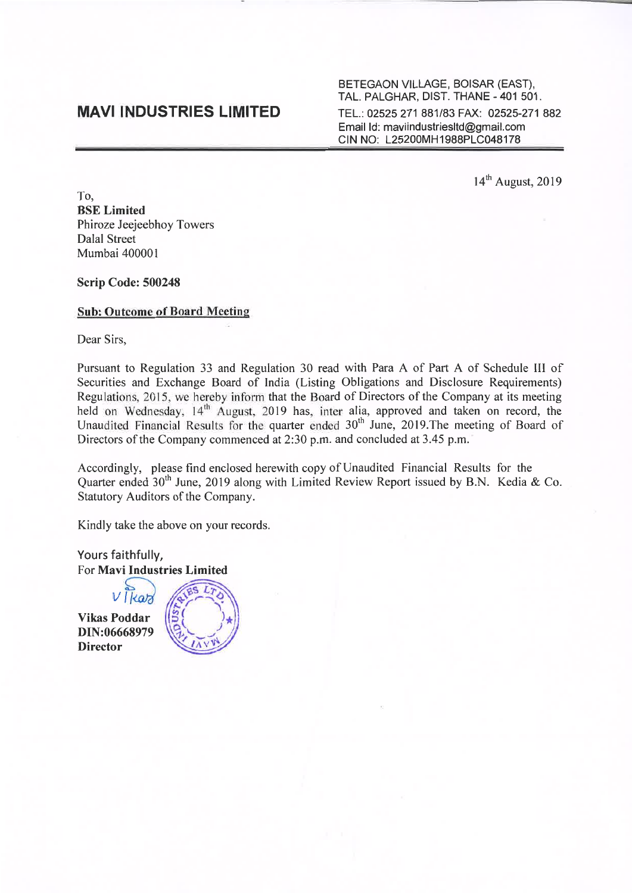# MAVI INDUSTRIES LIMITED

BETEGAON VILLAGE, BOISAR (EAST),
TAL. PALGHAR, DIST. THANE - 401 501.
TEL.: 02525 271 881/83 FAX: 02525-271 882
Email Id: maviindustriesltd@gmail.com
CIN NO: L25200MH1988PLC048178

14th August, 2019

To,
**BSE Limited**
Phiroze Jeejeebhoy Towers
Dalal Street
Mumbai 400001

**Scrip Code: 500248**

**Sub: Outcome of Board Meeting**

Dear Sirs,

Pursuant to Regulation 33 and Regulation 30 read with Para A of Part A of Schedule III of Securities and Exchange Board of India (Listing Obligations and Disclosure Requirements) Regulations, 2015, we hereby inform that the Board of Directors of the Company at its meeting held on Wednesday, 14th August, 2019 has, inter alia, approved and taken on record, the Unaudited Financial Results for the quarter ended 30th June, 2019.The meeting of Board of Directors of the Company commenced at 2:30 p.m. and concluded at 3.45 p.m.

Accordingly, please find enclosed herewith copy of Unaudited Financial Results for the Quarter ended 30th June, 2019 along with Limited Review Report issued by B.N. Kedia & Co. Statutory Auditors of the Company.

Kindly take the above on your records.

Yours faithfully,
For **Mavi Industries Limited**

**Vikas Poddar**
**DIN:06668979**
**Director**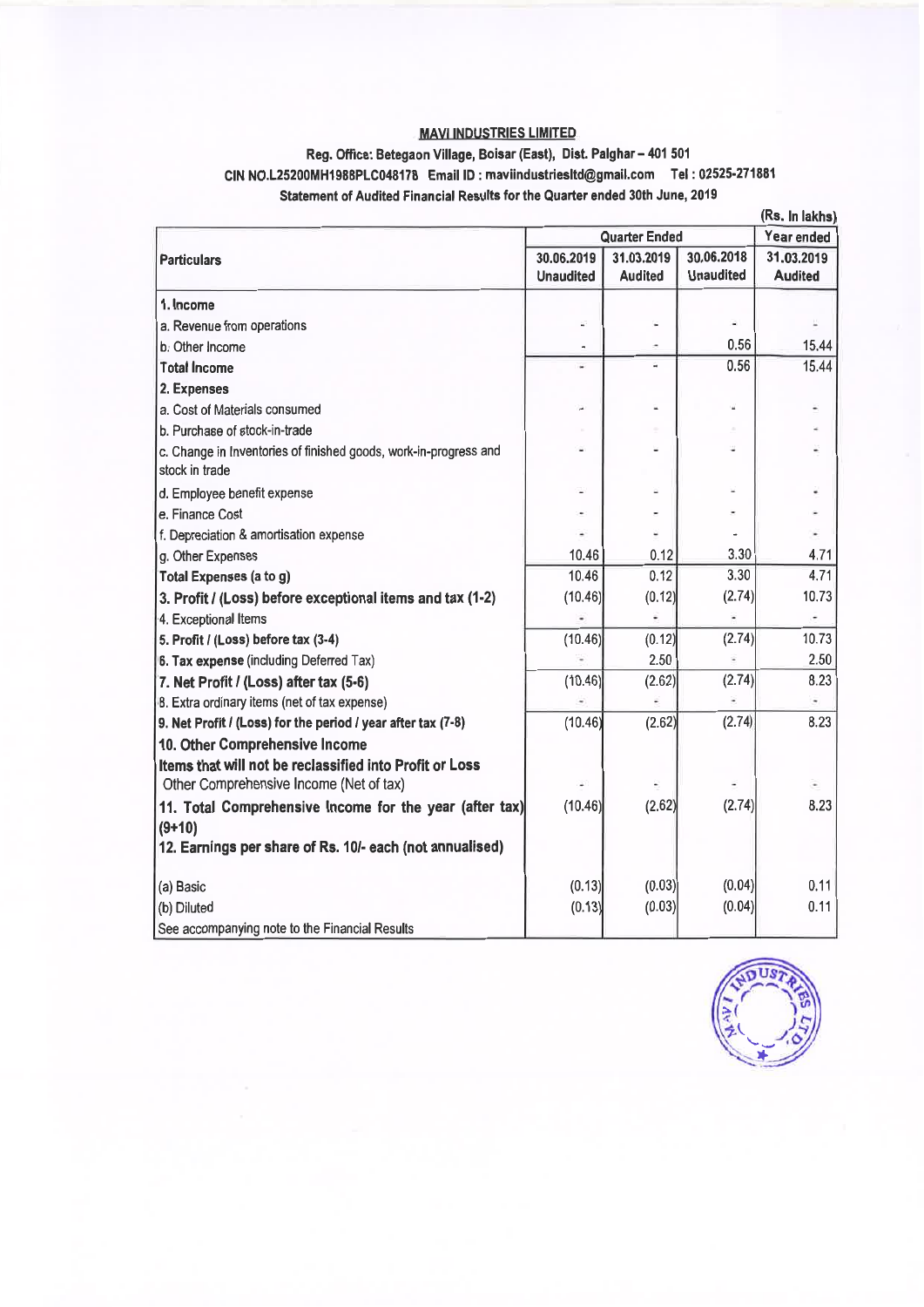**MAVI INDUSTRIES LIMITED**

**Reg. Office: Betegaon Village, Boisar (East), Dist. Palghar – 401 501**

**CIN NO.L25200MH1988PLC048178 Email ID : maviindustriesltd@gmail.com Tel : 02525-271881**

**Statement of Audited Financial Results for the Quarter ended 30th June, 2019**

(Rs. In lakhs)

| Particulars | Quarter Ended | | | Year ended |
|---|---|---|---|---|
| | 30.06.2019 Unaudited | 31.03.2019 Audited | 30.06.2018 Unaudited | 31.03.2019 Audited |
| **1. Income** | | | | |
| a. Revenue from operations | - | - | - | - |
| b. Other Income | - | - | 0.56 | 15.44 |
| **Total Income** | - | - | 0.56 | 15.44 |
| **2. Expenses** | | | | |
| a. Cost of Materials consumed | - | - | - | - |
| b. Purchase of stock-in-trade | - | - | - | - |
| c. Change in Inventories of finished goods, work-in-progress and stock in trade | - | - | - | - |
| d. Employee benefit expense | - | - | - | - |
| e. Finance Cost | - | - | - | - |
| f. Depreciation & amortisation expense | - | - | - | - |
| g. Other Expenses | 10.46 | 0.12 | 3.30 | 4.71 |
| **Total Expenses (a to g)** | 10.46 | 0.12 | 3.30 | 4.71 |
| **3. Profit / (Loss) before exceptional items and tax (1-2)** | (10.46) | (0.12) | (2.74) | 10.73 |
| 4. Exceptional Items | - | - | - | - |
| **5. Profit / (Loss) before tax (3-4)** | (10.46) | (0.12) | (2.74) | 10.73 |
| **6. Tax expense** (including Deferred Tax) | - | 2.50 | - | 2.50 |
| **7. Net Profit / (Loss) after tax (5-6)** | (10.46) | (2.62) | (2.74) | 8.23 |
| 8. Extra ordinary items (net of tax expense) | - | - | - | - |
| **9. Net Profit / (Loss) for the period / year after tax (7-8)** | (10.46) | (2.62) | (2.74) | 8.23 |
| **10. Other Comprehensive Income** | | | | |
| **Items that will not be reclassified into Profit or Loss** Other Comprehensive Income (Net of tax) | - | - | - | - |
| **11. Total Comprehensive Income for the year (after tax) (9+10)** | (10.46) | (2.62) | (2.74) | 8.23 |
| **12. Earnings per share of Rs. 10/- each (not annualised)** | | | | |
| (a) Basic | (0.13) | (0.03) | (0.04) | 0.11 |
| (b) Diluted | (0.13) | (0.03) | (0.04) | 0.11 |
| See accompanying note to the Financial Results | | | | |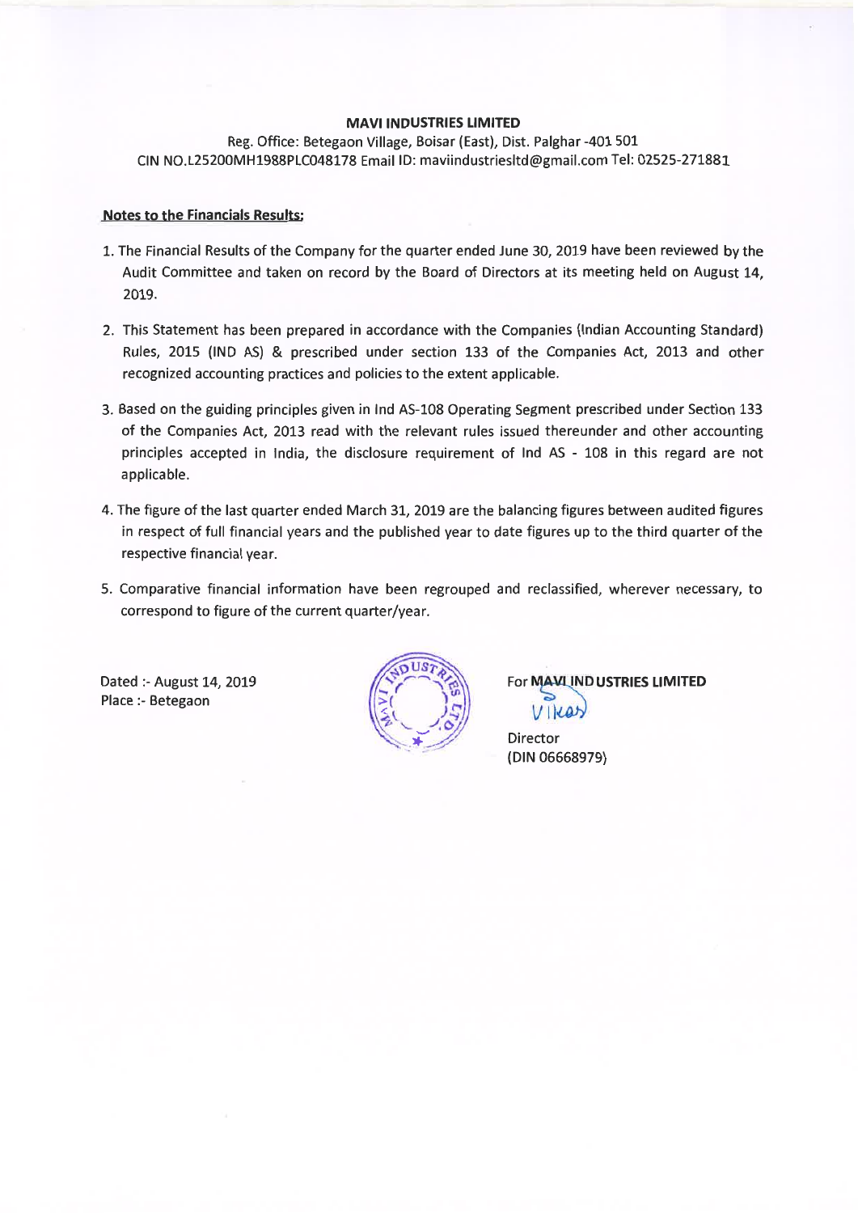**MAVI INDUSTRIES LIMITED**

Reg. Office: Betegaon Village, Boisar (East), Dist. Palghar -401 501
CIN NO.L25200MH1988PLC048178 Email ID: maviindustriesltd@gmail.com Tel: 02525-271881

**Notes to the Financials Results:**

1. The Financial Results of the Company for the quarter ended June 30, 2019 have been reviewed by the Audit Committee and taken on record by the Board of Directors at its meeting held on August 14, 2019.

2. This Statement has been prepared in accordance with the Companies (Indian Accounting Standard) Rules, 2015 (IND AS) & prescribed under section 133 of the Companies Act, 2013 and other recognized accounting practices and policies to the extent applicable.

3. Based on the guiding principles given in Ind AS-108 Operating Segment prescribed under Section 133 of the Companies Act, 2013 read with the relevant rules issued thereunder and other accounting principles accepted in India, the disclosure requirement of Ind AS - 108 in this regard are not applicable.

4. The figure of the last quarter ended March 31, 2019 are the balancing figures between audited figures in respect of full financial years and the published year to date figures up to the third quarter of the respective financial year.

5. Comparative financial information have been regrouped and reclassified, wherever necessary, to correspond to figure of the current quarter/year.

Dated :- August 14, 2019
Place :- Betegaon

For **MAVI INDUSTRIES LIMITED**

Vikas

Director
(DIN 06668979)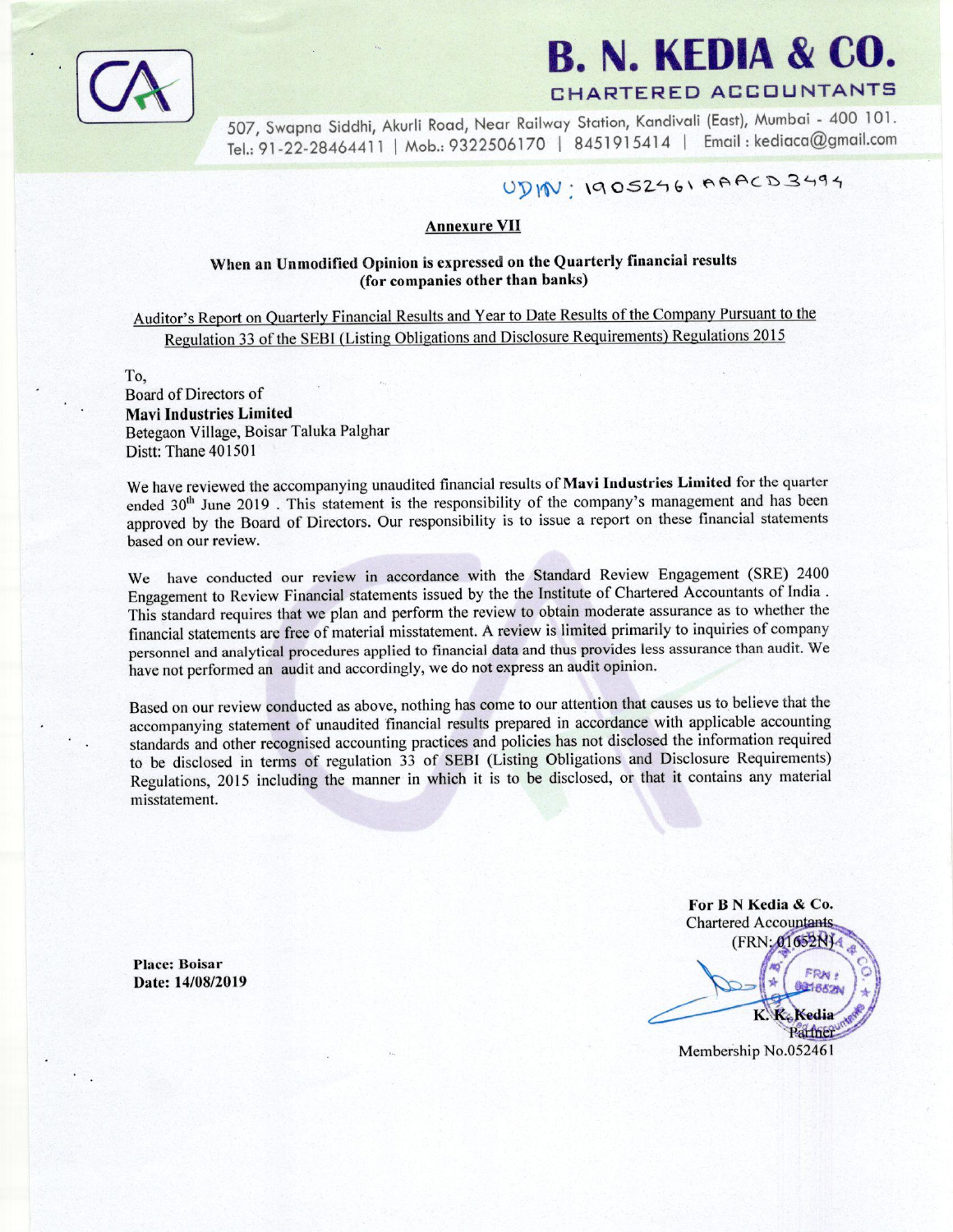# B. N. KEDIA & CO.

CHARTERED ACCOUNTANTS

507, Swapna Siddhi, Akurli Road, Near Railway Station, Kandivali (East), Mumbai - 400 101.
Tel.: 91-22-28464411 | Mob.: 9322506170 | 8451915414 | Email : kediaca@gmail.com

UDIN: 19052461AAACD3494

## Annexure VII

**When an Unmodified Opinion is expressed on the Quarterly financial results (for companies other than banks)**

Auditor's Report on Quarterly Financial Results and Year to Date Results of the Company Pursuant to the Regulation 33 of the SEBI (Listing Obligations and Disclosure Requirements) Regulations 2015

To,
Board of Directors of
**Mavi Industries Limited**
Betegaon Village, Boisar Taluka Palghar
Distt: Thane 401501

We have reviewed the accompanying unaudited financial results of **Mavi Industries Limited** for the quarter ended 30th June 2019 . This statement is the responsibility of the company's management and has been approved by the Board of Directors. Our responsibility is to issue a report on these financial statements based on our review.

We have conducted our review in accordance with the Standard Review Engagement (SRE) 2400 Engagement to Review Financial statements issued by the the Institute of Chartered Accountants of India . This standard requires that we plan and perform the review to obtain moderate assurance as to whether the financial statements are free of material misstatement. A review is limited primarily to inquiries of company personnel and analytical procedures applied to financial data and thus provides less assurance than audit. We have not performed an audit and accordingly, we do not express an audit opinion.

Based on our review conducted as above, nothing has come to our attention that causes us to believe that the accompanying statement of unaudited financial results prepared in accordance with applicable accounting standards and other recognised accounting practices and policies has not disclosed the information required to be disclosed in terms of regulation 33 of SEBI (Listing Obligations and Disclosure Requirements) Regulations, 2015 including the manner in which it is to be disclosed, or that it contains any material misstatement.

**For B N Kedia & Co.**
Chartered Accountants
(FRN: 01652N)

K. K. Kedia
Partner
Membership No.052461

**Place: Boisar**
**Date: 14/08/2019**